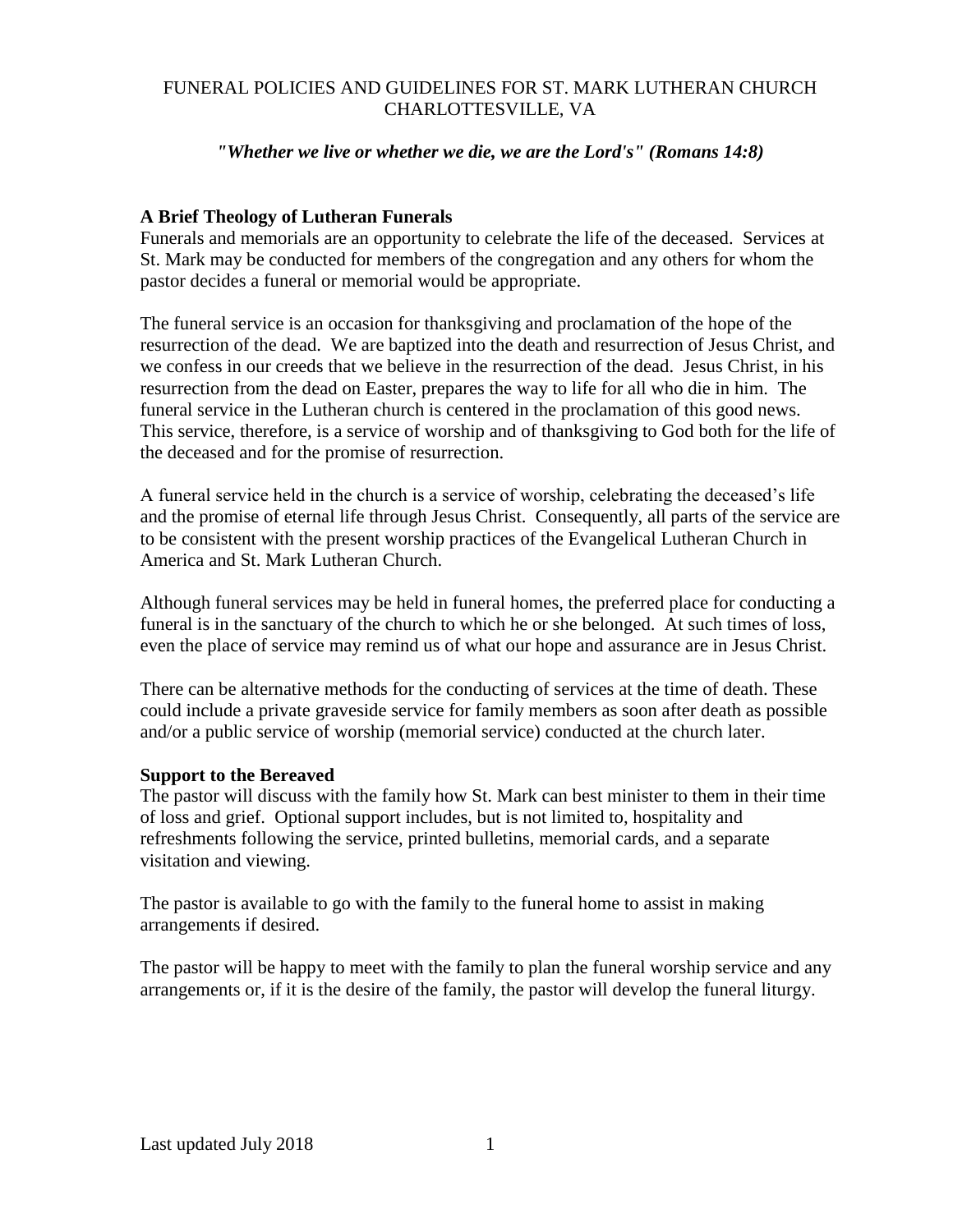# FUNERAL POLICIES AND GUIDELINES FOR ST. MARK LUTHERAN CHURCH CHARLOTTESVILLE, VA

***"Whether we live or whether we die, we are the Lord's" (Romans 14:8)***

## A Brief Theology of Lutheran Funerals

Funerals and memorials are an opportunity to celebrate the life of the deceased. Services at St. Mark may be conducted for members of the congregation and any others for whom the pastor decides a funeral or memorial would be appropriate.

The funeral service is an occasion for thanksgiving and proclamation of the hope of the resurrection of the dead. We are baptized into the death and resurrection of Jesus Christ, and we confess in our creeds that we believe in the resurrection of the dead. Jesus Christ, in his resurrection from the dead on Easter, prepares the way to life for all who die in him. The funeral service in the Lutheran church is centered in the proclamation of this good news. This service, therefore, is a service of worship and of thanksgiving to God both for the life of the deceased and for the promise of resurrection.

A funeral service held in the church is a service of worship, celebrating the deceased's life and the promise of eternal life through Jesus Christ. Consequently, all parts of the service are to be consistent with the present worship practices of the Evangelical Lutheran Church in America and St. Mark Lutheran Church.

Although funeral services may be held in funeral homes, the preferred place for conducting a funeral is in the sanctuary of the church to which he or she belonged. At such times of loss, even the place of service may remind us of what our hope and assurance are in Jesus Christ.

There can be alternative methods for the conducting of services at the time of death. These could include a private graveside service for family members as soon after death as possible and/or a public service of worship (memorial service) conducted at the church later.

## Support to the Bereaved

The pastor will discuss with the family how St. Mark can best minister to them in their time of loss and grief. Optional support includes, but is not limited to, hospitality and refreshments following the service, printed bulletins, memorial cards, and a separate visitation and viewing.

The pastor is available to go with the family to the funeral home to assist in making arrangements if desired.

The pastor will be happy to meet with the family to plan the funeral worship service and any arrangements or, if it is the desire of the family, the pastor will develop the funeral liturgy.

Last updated July 2018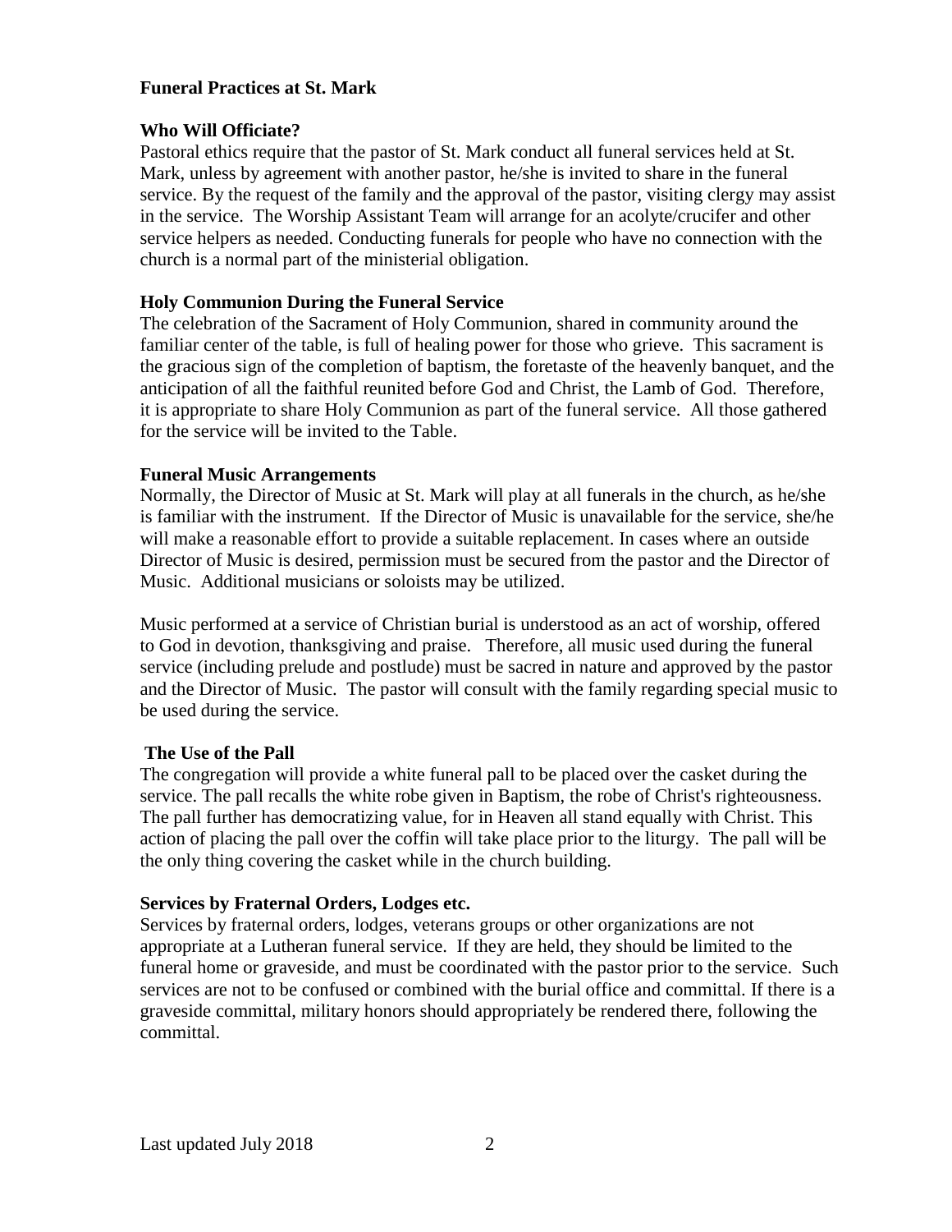**Funeral Practices at St. Mark**

**Who Will Officiate?**

Pastoral ethics require that the pastor of St. Mark conduct all funeral services held at St. Mark, unless by agreement with another pastor, he/she is invited to share in the funeral service. By the request of the family and the approval of the pastor, visiting clergy may assist in the service. The Worship Assistant Team will arrange for an acolyte/crucifer and other service helpers as needed. Conducting funerals for people who have no connection with the church is a normal part of the ministerial obligation.

**Holy Communion During the Funeral Service**

The celebration of the Sacrament of Holy Communion, shared in community around the familiar center of the table, is full of healing power for those who grieve. This sacrament is the gracious sign of the completion of baptism, the foretaste of the heavenly banquet, and the anticipation of all the faithful reunited before God and Christ, the Lamb of God. Therefore, it is appropriate to share Holy Communion as part of the funeral service. All those gathered for the service will be invited to the Table.

**Funeral Music Arrangements**

Normally, the Director of Music at St. Mark will play at all funerals in the church, as he/she is familiar with the instrument. If the Director of Music is unavailable for the service, she/he will make a reasonable effort to provide a suitable replacement. In cases where an outside Director of Music is desired, permission must be secured from the pastor and the Director of Music. Additional musicians or soloists may be utilized.

Music performed at a service of Christian burial is understood as an act of worship, offered to God in devotion, thanksgiving and praise. Therefore, all music used during the funeral service (including prelude and postlude) must be sacred in nature and approved by the pastor and the Director of Music. The pastor will consult with the family regarding special music to be used during the service.

**The Use of the Pall**

The congregation will provide a white funeral pall to be placed over the casket during the service. The pall recalls the white robe given in Baptism, the robe of Christ's righteousness. The pall further has democratizing value, for in Heaven all stand equally with Christ. This action of placing the pall over the coffin will take place prior to the liturgy. The pall will be the only thing covering the casket while in the church building.

**Services by Fraternal Orders, Lodges etc.**

Services by fraternal orders, lodges, veterans groups or other organizations are not appropriate at a Lutheran funeral service. If they are held, they should be limited to the funeral home or graveside, and must be coordinated with the pastor prior to the service. Such services are not to be confused or combined with the burial office and committal. If there is a graveside committal, military honors should appropriately be rendered there, following the committal.

Last updated July 2018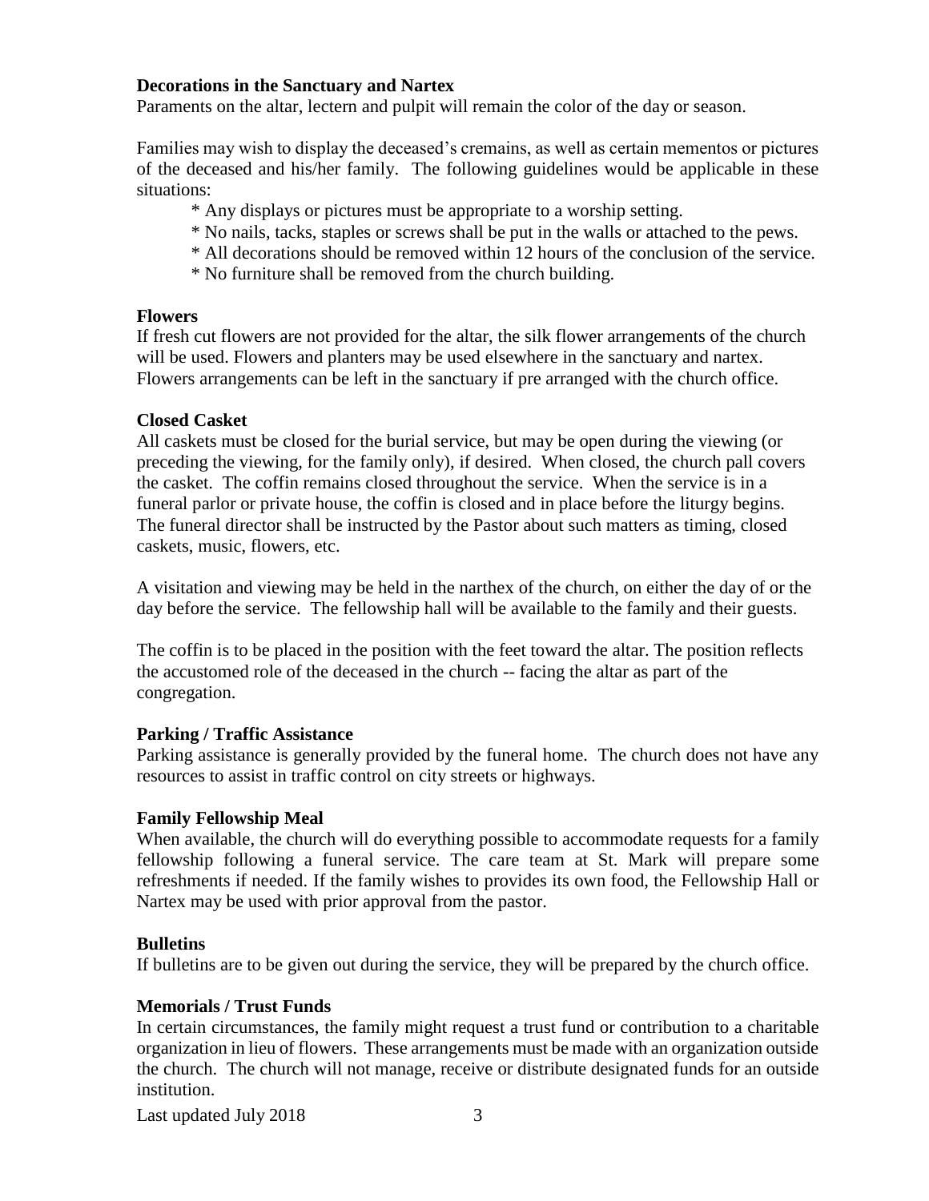**Decorations in the Sanctuary and Nartex**

Paraments on the altar, lectern and pulpit will remain the color of the day or season.

Families may wish to display the deceased's cremains, as well as certain mementos or pictures of the deceased and his/her family. The following guidelines would be applicable in these situations:

* Any displays or pictures must be appropriate to a worship setting.
* No nails, tacks, staples or screws shall be put in the walls or attached to the pews.
* All decorations should be removed within 12 hours of the conclusion of the service.
* No furniture shall be removed from the church building.

**Flowers**

If fresh cut flowers are not provided for the altar, the silk flower arrangements of the church will be used. Flowers and planters may be used elsewhere in the sanctuary and nartex. Flowers arrangements can be left in the sanctuary if pre arranged with the church office.

**Closed Casket**

All caskets must be closed for the burial service, but may be open during the viewing (or preceding the viewing, for the family only), if desired. When closed, the church pall covers the casket. The coffin remains closed throughout the service. When the service is in a funeral parlor or private house, the coffin is closed and in place before the liturgy begins. The funeral director shall be instructed by the Pastor about such matters as timing, closed caskets, music, flowers, etc.

A visitation and viewing may be held in the narthex of the church, on either the day of or the day before the service. The fellowship hall will be available to the family and their guests.

The coffin is to be placed in the position with the feet toward the altar. The position reflects the accustomed role of the deceased in the church -- facing the altar as part of the congregation.

**Parking / Traffic Assistance**

Parking assistance is generally provided by the funeral home. The church does not have any resources to assist in traffic control on city streets or highways.

**Family Fellowship Meal**

When available, the church will do everything possible to accommodate requests for a family fellowship following a funeral service. The care team at St. Mark will prepare some refreshments if needed. If the family wishes to provides its own food, the Fellowship Hall or Nartex may be used with prior approval from the pastor.

**Bulletins**

If bulletins are to be given out during the service, they will be prepared by the church office.

**Memorials / Trust Funds**

In certain circumstances, the family might request a trust fund or contribution to a charitable organization in lieu of flowers. These arrangements must be made with an organization outside the church. The church will not manage, receive or distribute designated funds for an outside institution.

Last updated July 2018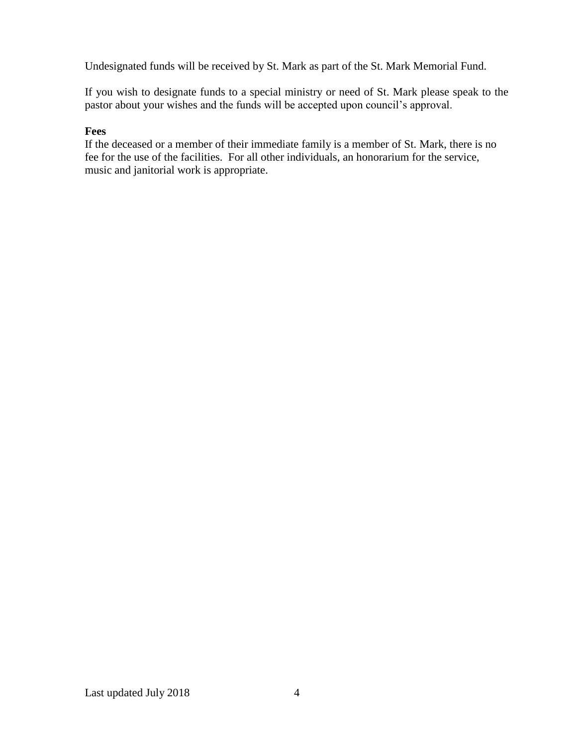Undesignated funds will be received by St. Mark as part of the St. Mark Memorial Fund.

If you wish to designate funds to a special ministry or need of St. Mark please speak to the pastor about your wishes and the funds will be accepted upon council's approval.

**Fees**

If the deceased or a member of their immediate family is a member of St. Mark, there is no fee for the use of the facilities. For all other individuals, an honorarium for the service, music and janitorial work is appropriate.